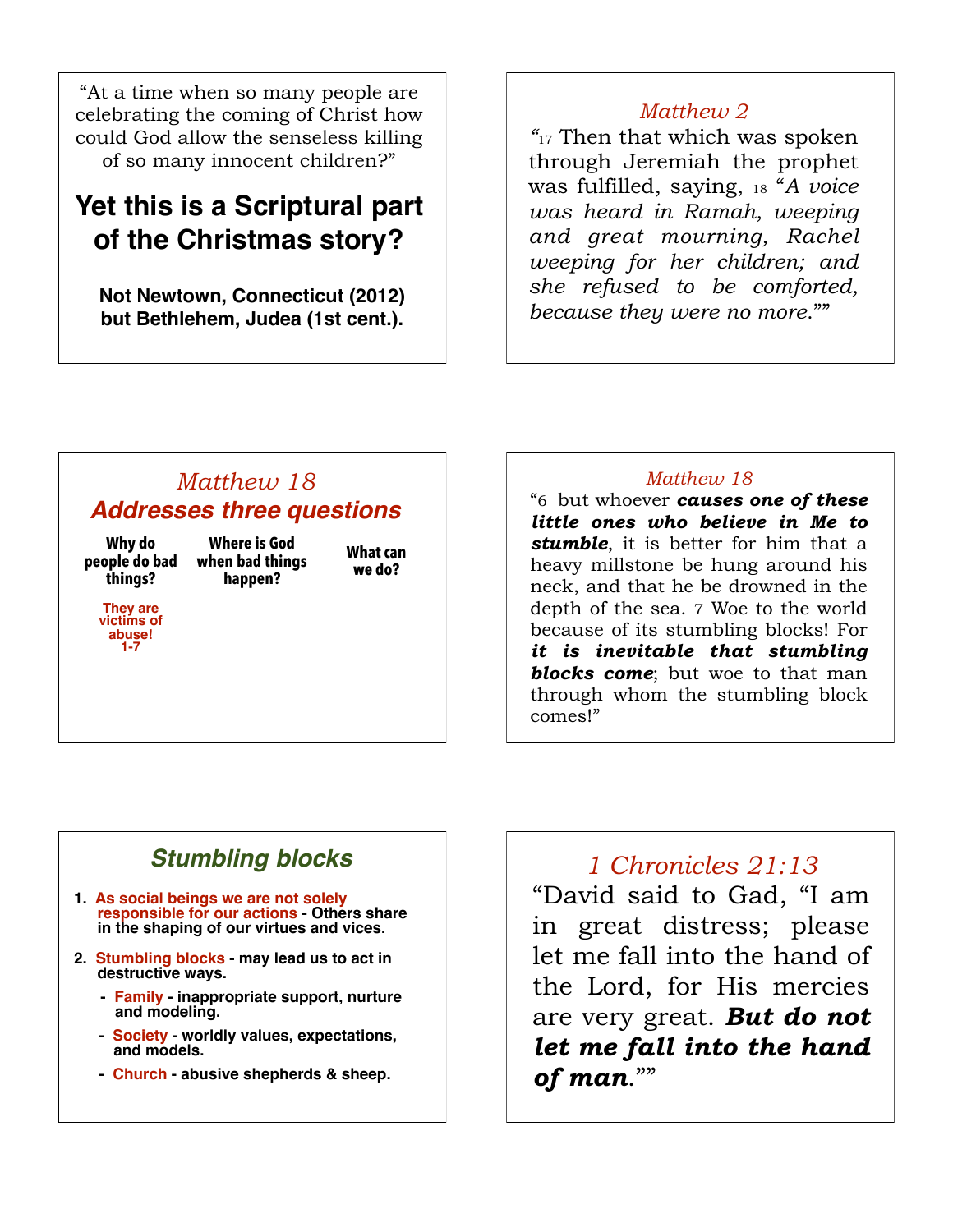"At a time when so many people are celebrating the coming of Christ how could God allow the senseless killing of so many innocent children?"

## Yet this is a Scriptural part of the Christmas story?

**Not Newtown, Connecticut (2012) but Bethlehem, Judea (1st cent.).**

---

### *Matthew 2*

"17 Then that which was spoken through Jeremiah the prophet was fulfilled, saying, 18 "*A voice was heard in Ramah, weeping and great mourning, Rachel weeping for her children; and she refused to be comforted, because they were no more.*""

---

### *Matthew 18*
### ***Addresses three questions***

**Why do people do bad things?**

**They are victims of abuse! 1-7**

**Where is God when bad things happen?**

**What can we do?**

---

### *Matthew 18*

"6 but whoever ***causes one of these little ones who believe in Me to stumble***, it is better for him that a heavy millstone be hung around his neck, and that he be drowned in the depth of the sea. 7 Woe to the world because of its stumbling blocks! For ***it is inevitable that stumbling blocks come***; but woe to that man through whom the stumbling block comes!"

---

### ***Stumbling blocks***

1. **As social beings we are not solely responsible for our actions - Others share in the shaping of our virtues and vices.**
2. **Stumbling blocks - may lead us to act in destructive ways.**
   - **Family - inappropriate support, nurture and modeling.**
   - **Society - worldly values, expectations, and models.**
   - **Church - abusive shepherds & sheep.**

---

### *1 Chronicles 21:13*

"David said to Gad, "I am in great distress; please let me fall into the hand of the Lord, for His mercies are very great. ***But do not let me fall into the hand of man***.""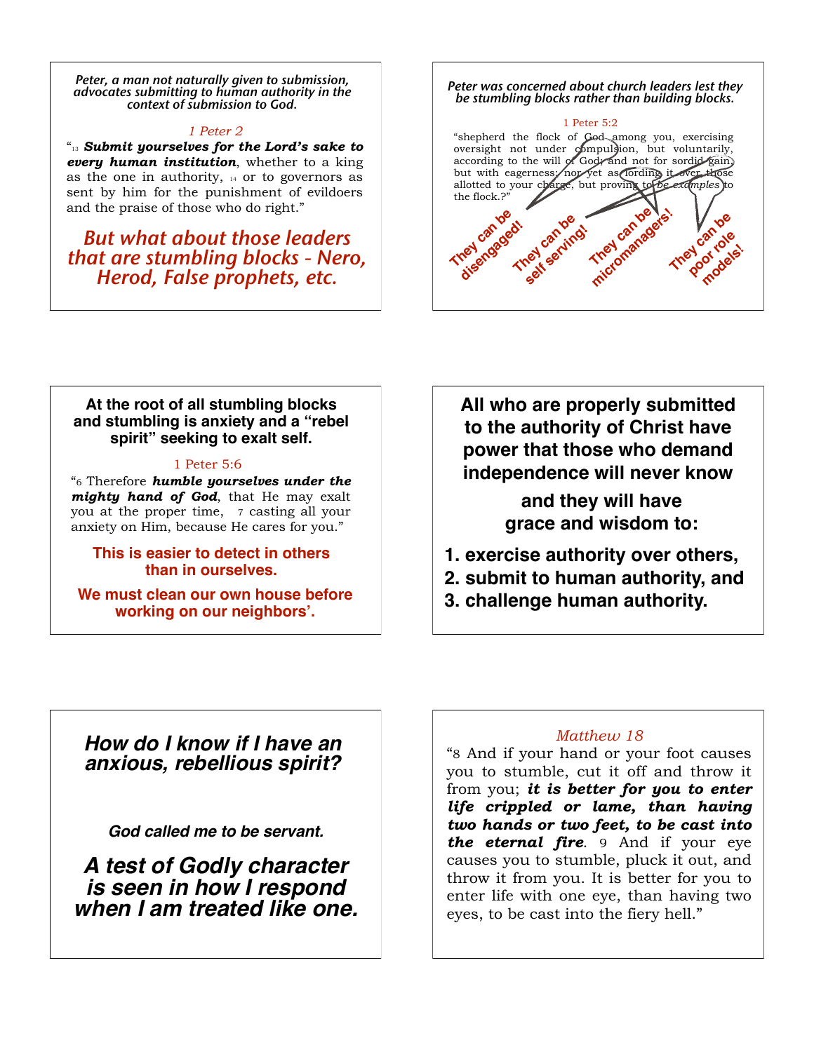*Peter, a man not naturally given to submission, advocates submitting to human authority in the context of submission to God.*

*1 Peter 2*

"13 ***Submit yourselves for the Lord's sake to every human institution***, whether to a king as the one in authority, 14 or to governors as sent by him for the punishment of evildoers and the praise of those who do right."

*But what about those leaders that are stumbling blocks - Nero, Herod, False prophets, etc.*

---

*Peter was concerned about church leaders lest they be stumbling blocks rather than building blocks.*

1 Peter 5:2

"shepherd the flock of God among you, exercising oversight not under compulsion, but voluntarily, according to the will of God; and not for sordid gain, but with eagerness; nor yet as lording it over those allotted to your charge, but proving to *be examples* to the flock.?"

**They can be disengaged!**

**They can be self serving!**

**They can be micromanagers!**

**They can be poor role models!**

---

**At the root of all stumbling blocks and stumbling is anxiety and a "rebel spirit" seeking to exalt self.**

1 Peter 5:6

"6 Therefore ***humble yourselves under the mighty hand of God***, that He may exalt you at the proper time, 7 casting all your anxiety on Him, because He cares for you."

**This is easier to detect in others than in ourselves.**

**We must clean our own house before working on our neighbors'.**

---

**All who are properly submitted to the authority of Christ have power that those who demand independence will never know**

**and they will have grace and wisdom to:**

1. **exercise authority over others,**
2. **submit to human authority, and**
3. **challenge human authority.**

---

***How do I know if I have an anxious, rebellious spirit?***

***God called me to be servant.***

***A test of Godly character is seen in how I respond when I am treated like one.***

---

*Matthew 18*

"8 And if your hand or your foot causes you to stumble, cut it off and throw it from you; ***it is better for you to enter life crippled or lame, than having two hands or two feet, to be cast into the eternal fire***. 9 And if your eye causes you to stumble, pluck it out, and throw it from you. It is better for you to enter life with one eye, than having two eyes, to be cast into the fiery hell."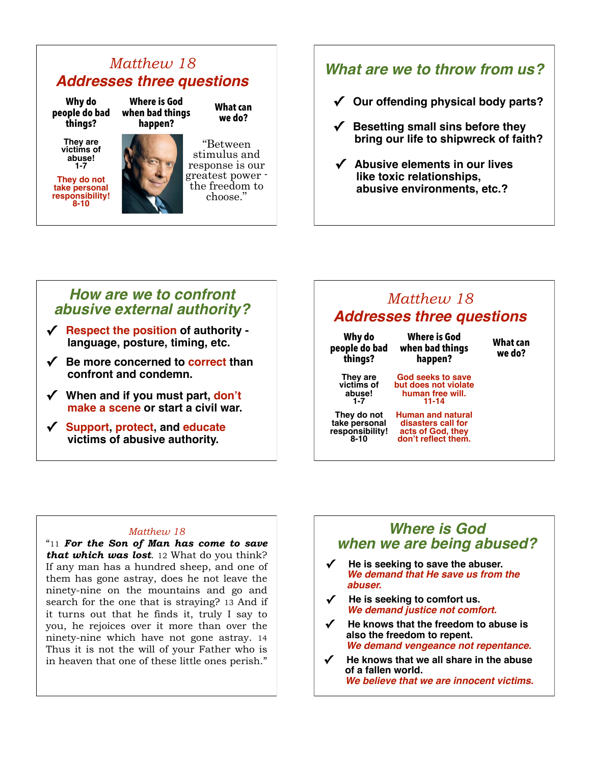## *Matthew 18*
## ***Addresses three questions***

| Why do people do bad things? | Where is God when bad things happen? | What can we do? |
|---|---|---|
| They are victims of abuse! 1-7 | | "Between stimulus and response is our greatest power - the freedom to choose." |
| They do not take personal responsibility! 8-10 | | |

## ***What are we to throw from us?***

- ✓ Our offending physical body parts?
- ✓ Besetting small sins before they bring our life to shipwreck of faith?
- ✓ Abusive elements in our lives like toxic relationships, abusive environments, etc.?

## ***How are we to confront abusive external authority?***

- ✓ **Respect the position** of authority - language, posture, timing, etc.
- ✓ Be more concerned to **correct** than confront and condemn.
- ✓ When and if you must part, **don't make a scene** or start a civil war.
- ✓ **Support**, **protect**, and **educate** victims of abusive authority.

## *Matthew 18*
## ***Addresses three questions***

| Why do people do bad things? | Where is God when bad things happen? | What can we do? |
|---|---|---|
| They are victims of abuse! 1-7 | God seeks to save but does not violate human free will. 11-14 | |
| They do not take personal responsibility! 8-10 | Human and natural disasters call for acts of God, they don't reflect them. | |

### *Matthew 18*

"11 ***For the Son of Man has come to save that which was lost***. 12 What do you think? If any man has a hundred sheep, and one of them has gone astray, does he not leave the ninety-nine on the mountains and go and search for the one that is straying? 13 And if it turns out that he finds it, truly I say to you, he rejoices over it more than over the ninety-nine which have not gone astray. 14 Thus it is not the will of your Father who is in heaven that one of these little ones perish."

## ***Where is God when we are being abused?***

- ✓ He is seeking to save the abuser.
  ***We demand that He save us from the abuser.***
- ✓ He is seeking to comfort us.
  ***We demand justice not comfort.***
- ✓ He knows that the freedom to abuse is also the freedom to repent.
  ***We demand vengeance not repentance.***
- ✓ He knows that we all share in the abuse of a fallen world.
  ***We believe that we are innocent victims.***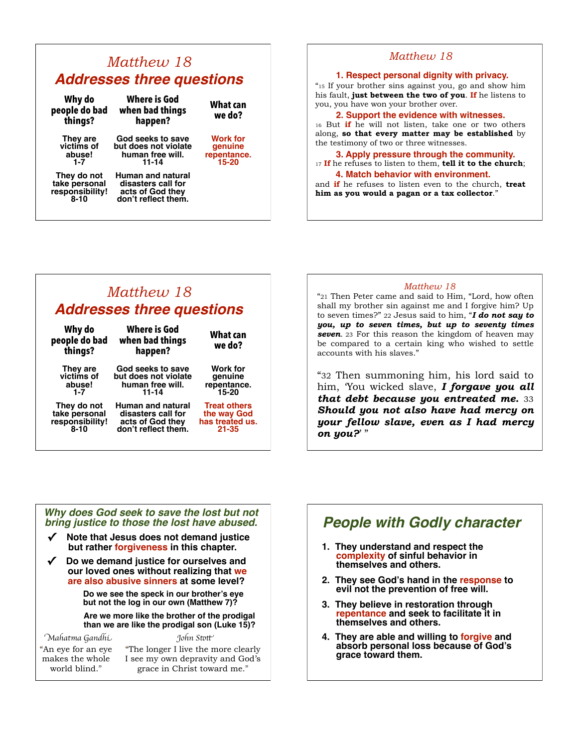## *Matthew 18*
## ***Addresses three questions***

| Why do people do bad things? | Where is God when bad things happen? | What can we do? |
|---|---|---|
| They are victims of abuse! 1-7 | God seeks to save but does not violate human free will. 11-14 | Work for genuine repentance. 15-20 |
| They do not take personal responsibility! 8-10 | Human and natural disasters call for acts of God they don't reflect them. | |

## *Matthew 18*

**1. Respect personal dignity with privacy.**

"15 If your brother sins against you, go and show him his fault, **just between the two of you**. **If** he listens to you, you have won your brother over.

**2. Support the evidence with witnesses.**

16 But **if** he will not listen, take one or two others along, **so that every matter may be established** by the testimony of two or three witnesses.

**3. Apply pressure through the community.**

17 **If** he refuses to listen to them, **tell it to the church**;

**4. Match behavior with environment.**

and **if** he refuses to listen even to the church, **treat him as you would a pagan or a tax collector**."

## *Matthew 18*
## ***Addresses three questions***

| Why do people do bad things? | Where is God when bad things happen? | What can we do? |
|---|---|---|
| They are victims of abuse! 1-7 | God seeks to save but does not violate human free will. 11-14 | Work for genuine repentance. 15-20 |
| They do not take personal responsibility! 8-10 | Human and natural disasters call for acts of God they don't reflect them. | Treat others the way God has treated us. 21-35 |

## *Matthew 18*

"21 Then Peter came and said to Him, "Lord, how often shall my brother sin against me and I forgive him? Up to seven times?" 22 Jesus said to him, "***I do not say to you, up to seven times, but up to seventy times seven***. 23 For this reason the kingdom of heaven may be compared to a certain king who wished to settle accounts with his slaves."

"32 Then summoning him, his lord said to him, 'You wicked slave, ***I forgave you all that debt because you entreated me.*** 33 ***Should you not also have had mercy on your fellow slave, even as I had mercy on you?***' "

### *Why does God seek to save the lost but not bring justice to those the lost have abused.*

- ✔ **Note that Jesus does not demand justice but rather forgiveness in this chapter.**
- ✔ **Do we demand justice for ourselves and our loved ones without realizing that we are also abusive sinners at some level?**
  - **Do we see the speck in our brother's eye but not the log in our own (Matthew 7)?**
  - **Are we more like the brother of the prodigal than we are like the prodigal son (Luke 15)?**

*Mahatma Gandhi*
"An eye for an eye makes the whole world blind."

*John Stott*
"The longer I live the more clearly I see my own depravity and God's grace in Christ toward me."

## ***People with Godly character***

1. **They understand and respect the complexity of sinful behavior in themselves and others.**
2. **They see God's hand in the response to evil not the prevention of free will.**
3. **They believe in restoration through repentance and seek to facilitate it in themselves and others.**
4. **They are able and willing to forgive and absorb personal loss because of God's grace toward them.**